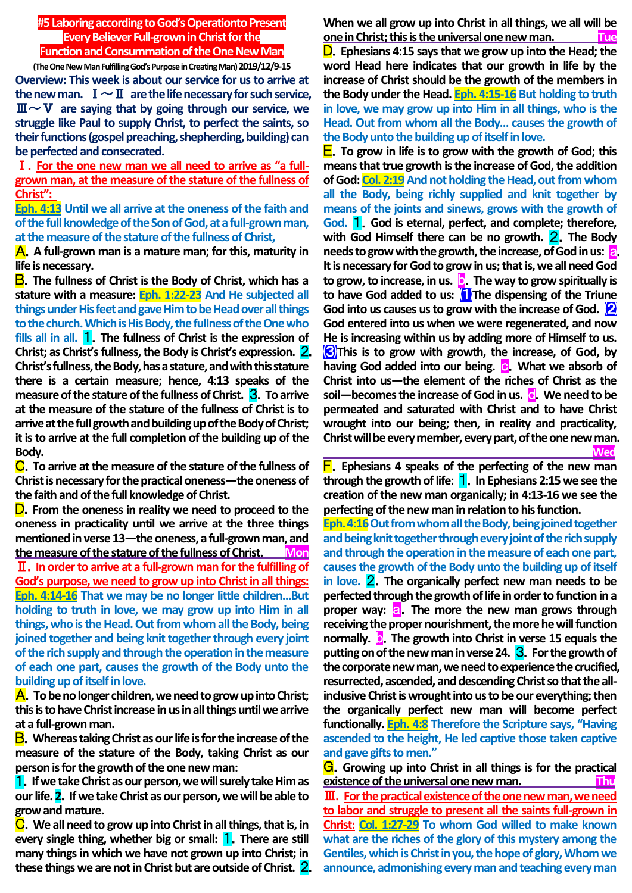# #5 Laboring according to God's Operationto Present Every Believer Full-grown in Christ for the Function and Consummation of the One New Man

**(The One New Man Fulfilling God's Purpose in Creating Man) 2019/12/9-15**

**Overview:** This week is about our service for us to arrive at the new man. Ⅰ～Ⅱ are the life necessary for such service, Ⅲ～Ⅴ are saying that by going through our service, we struggle like Paul to supply Christ, to perfect the saints, so their functions (gospel preaching, shepherding, building) can be perfected and consecrated.

## Ⅰ. For the one new man we all need to arrive as "a full-grown man, at the measure of the stature of the fullness of Christ":

**Eph. 4:13** Until we all arrive at the oneness of the faith and of the full knowledge of the Son of God, at a full-grown man, at the measure of the stature of the fullness of Christ,

**A.** A full-grown man is a mature man; for this, maturity in life is necessary.

**B.** The fullness of Christ is the Body of Christ, which has a stature with a measure: **Eph. 1:22-23** And He subjected all things under His feet and gave Him to be Head over all things to the church. Which is His Body, the fullness of the One who fills all in all. **1.** The fullness of Christ is the expression of Christ; as Christ's fullness, the Body is Christ's expression. **2.** Christ's fullness, the Body, has a stature, and with this stature there is a certain measure; hence, 4:13 speaks of the measure of the stature of the fullness of Christ. **3.** To arrive at the measure of the stature of the fullness of Christ is to arrive at the full growth and building up of the Body of Christ; it is to arrive at the full completion of the building up of the Body.

**C.** To arrive at the measure of the stature of the fullness of Christ is necessary for the practical oneness—the oneness of the faith and of the full knowledge of Christ.

**D.** From the oneness in reality we need to proceed to the oneness in practicality until we arrive at the three things mentioned in verse 13—the oneness, a full-grown man, and the measure of the stature of the fullness of Christ. **Mon**

## Ⅱ. In order to arrive at a full-grown man for the fulfilling of God's purpose, we need to grow up into Christ in all things:

**Eph. 4:14-16** That we may be no longer little children…But holding to truth in love, we may grow up into Him in all things, who is the Head. Out from whom all the Body, being joined together and being knit together through every joint of the rich supply and through the operation in the measure of each one part, causes the growth of the Body unto the building up of itself in love.

**A.** To be no longer children, we need to grow up into Christ; this is to have Christ increase in us in all things until we arrive at a full-grown man.

**B.** Whereas taking Christ as our life is for the increase of the measure of the stature of the Body, taking Christ as our person is for the growth of the one new man:

**1.** If we take Christ as our person, we will surely take Him as our life. **2.** If we take Christ as our person, we will be able to grow and mature.

**C.** We all need to grow up into Christ in all things, that is, in every single thing, whether big or small: **1.** There are still many things in which we have not grown up into Christ; in these things we are not in Christ but are outside of Christ. **2.** When we all grow up into Christ in all things, we all will be one in Christ; this is the universal one new man. **Tue**

**D.** Ephesians 4:15 says that we grow up into the Head; the word Head here indicates that our growth in life by the increase of Christ should be the growth of the members in the Body under the Head. **Eph. 4:15-16** But holding to truth in love, we may grow up into Him in all things, who is the Head. Out from whom all the Body… causes the growth of the Body unto the building up of itself in love.

**E.** To grow in life is to grow with the growth of God; this means that true growth is the increase of God, the addition of God: **Col. 2:19** And not holding the Head, out from whom all the Body, being richly supplied and knit together by means of the joints and sinews, grows with the growth of God. **1.** God is eternal, perfect, and complete; therefore, with God Himself there can be no growth. **2.** The Body needs to grow with the growth, the increase, of God in us: **a.** It is necessary for God to grow in us; that is, we all need God to grow, to increase, in us. **b.** The way to grow spiritually is to have God added to us: **(1)** The dispensing of the Triune God into us causes us to grow with the increase of God. **(2)** God entered into us when we were regenerated, and now He is increasing within us by adding more of Himself to us. **(3)** This is to grow with growth, the increase, of God, by having God added into our being. **c.** What we absorb of Christ into us—the element of the riches of Christ as the soil—becomes the increase of God in us. **d.** We need to be permeated and saturated with Christ and to have Christ wrought into our being; then, in reality and practicality, Christ will be every member, every part, of the one new man. **Wed**

**F.** Ephesians 4 speaks of the perfecting of the new man through the growth of life: **1.** In Ephesians 2:15 we see the creation of the new man organically; in 4:13-16 we see the perfecting of the new man in relation to his function.

**Eph. 4:16** Out from whom all the Body, being joined together and being knit together through every joint of the rich supply and through the operation in the measure of each one part, causes the growth of the Body unto the building up of itself in love. **2.** The organically perfect new man needs to be perfected through the growth of life in order to function in a proper way: **a.** The more the new man grows through receiving the proper nourishment, the more he will function normally. **b.** The growth into Christ in verse 15 equals the putting on of the new man in verse 24. **3.** For the growth of the corporate new man, we need to experience the crucified, resurrected, ascended, and descending Christ so that the all-inclusive Christ is wrought into us to be our everything; then the organically perfect new man will become perfect functionally. **Eph. 4:8** Therefore the Scripture says, "Having ascended to the height, He led captive those taken captive and gave gifts to men."

**G.** Growing up into Christ in all things is for the practical existence of the universal one new man. **Thu**

## Ⅲ. For the practical existence of the one new man, we need to labor and struggle to present all the saints full-grown in Christ:

**Col. 1:27-29** To whom God willed to make known what are the riches of the glory of this mystery among the Gentiles, which is Christ in you, the hope of glory, Whom we announce, admonishing every man and teaching every man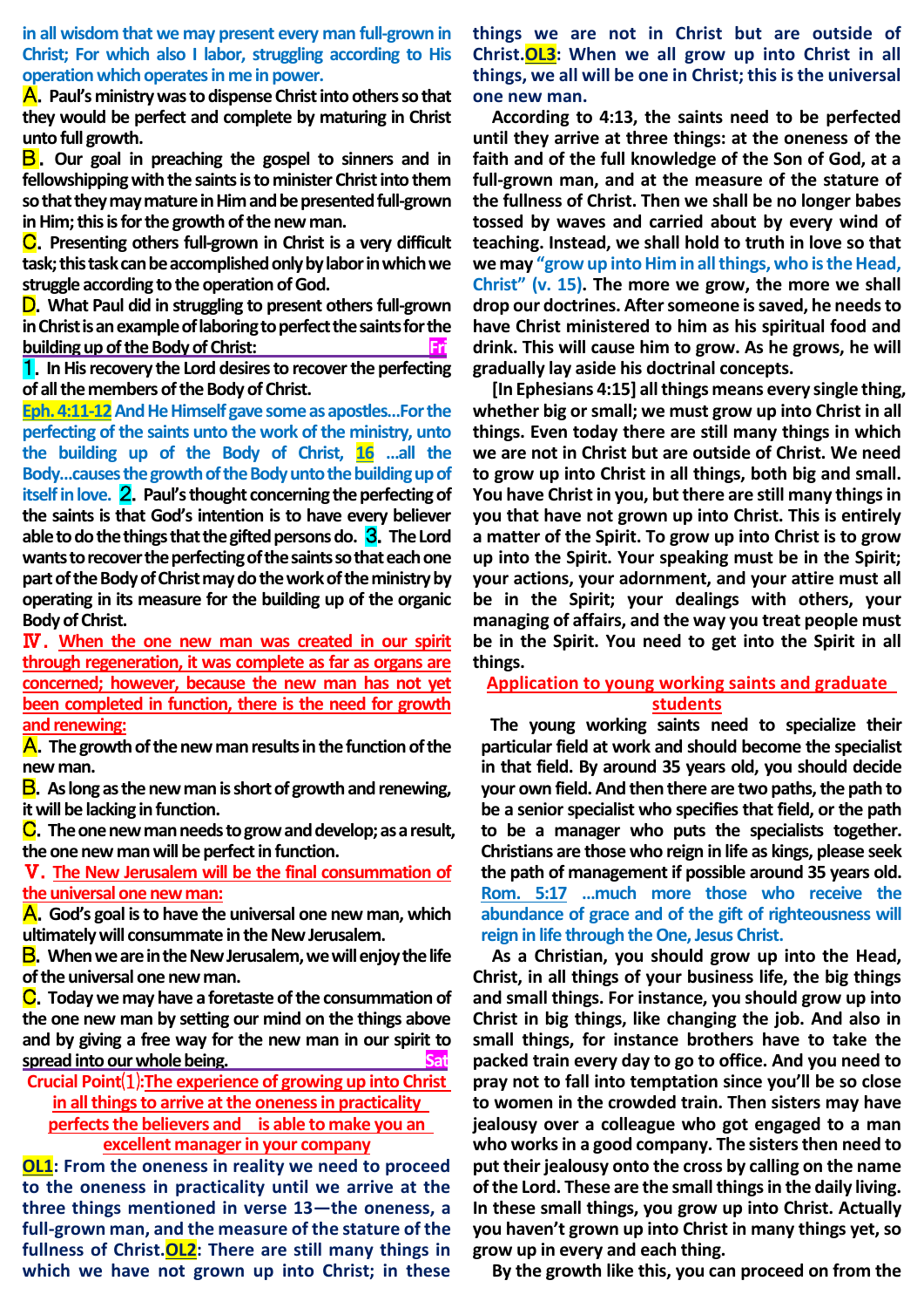in all wisdom that we may present every man full-grown in Christ; For which also I labor, struggling according to His operation which operates in me in power.

**A. Paul's ministry was to dispense Christ into others so that they would be perfect and complete by maturing in Christ unto full growth.**

**B. Our goal in preaching the gospel to sinners and in fellowshipping with the saints is to minister Christ into them so that they may mature in Him and be presented full-grown in Him; this is for the growth of the new man.**

**C. Presenting others full-grown in Christ is a very difficult task; this task can be accomplished only by labor in which we struggle according to the operation of God.**

**D. What Paul did in struggling to present others full-grown in Christ is an example of laboring to perfect the saints for the building up of the Body of Christ:** Fri

**1. In His recovery the Lord desires to recover the perfecting of all the members of the Body of Christ.**

Eph. 4:11-12 And He Himself gave some as apostles…For the perfecting of the saints unto the work of the ministry, unto the building up of the Body of Christ, 16 …all the Body…causes the growth of the Body unto the building up of itself in love. **2. Paul's thought concerning the perfecting of the saints is that God's intention is to have every believer able to do the things that the gifted persons do. 3. The Lord wants to recover the perfecting of the saints so that each one part of the Body of Christ may do the work of the ministry by operating in its measure for the building up of the organic Body of Christ.**

## Ⅳ. When the one new man was created in our spirit through regeneration, it was complete as far as organs are concerned; however, because the new man has not yet been completed in function, there is the need for growth and renewing:

**A. The growth of the new man results in the function of the new man.**

**B. As long as the new man is short of growth and renewing, it will be lacking in function.**

**C. The one new man needs to grow and develop; as a result, the one new man will be perfect in function.**

## Ⅴ. The New Jerusalem will be the final consummation of the universal one new man:

**A. God's goal is to have the universal one new man, which ultimately will consummate in the New Jerusalem.**

**B. When we are in the New Jerusalem, we will enjoy the life of the universal one new man.**

**C. Today we may have a foretaste of the consummation of the one new man by setting our mind on the things above and by giving a free way for the new man in our spirit to spread into our whole being.** Sat

### Crucial Point⑴: The experience of growing up into Christ in all things to arrive at the oneness in practicality perfects the believers and is able to make you an excellent manager in your company

**OL1: From the oneness in reality we need to proceed to the oneness in practicality until we arrive at the three things mentioned in verse 13—the oneness, a full-grown man, and the measure of the stature of the fullness of Christ. OL2: There are still many things in which we have not grown up into Christ; in these things we are not in Christ but are outside of Christ. OL3: When we all grow up into Christ in all things, we all will be one in Christ; this is the universal one new man.**

According to 4:13, the saints need to be perfected until they arrive at three things: at the oneness of the faith and of the full knowledge of the Son of God, at a full-grown man, and at the measure of the stature of the fullness of Christ. Then we shall be no longer babes tossed by waves and carried about by every wind of teaching. Instead, we shall hold to truth in love so that we may "grow up into Him in all things, who is the Head, Christ" (v. 15). The more we grow, the more we shall drop our doctrines. After someone is saved, he needs to have Christ ministered to him as his spiritual food and drink. This will cause him to grow. As he grows, he will gradually lay aside his doctrinal concepts.

[In Ephesians 4:15] all things means every single thing, whether big or small; we must grow up into Christ in all things. Even today there are still many things in which we are not in Christ but are outside of Christ. We need to grow up into Christ in all things, both big and small. You have Christ in you, but there are still many things in you that have not grown up into Christ. This is entirely a matter of the Spirit. To grow up into Christ is to grow up into the Spirit. Your speaking must be in the Spirit; your actions, your adornment, and your attire must all be in the Spirit; your dealings with others, your managing of affairs, and the way you treat people must be in the Spirit. You need to get into the Spirit in all things.

### Application to young working saints and graduate students

The young working saints need to specialize their particular field at work and should become the specialist in that field. By around 35 years old, you should decide your own field. And then there are two paths, the path to be a senior specialist who specifies that field, or the path to be a manager who puts the specialists together. Christians are those who reign in life as kings, please seek the path of management if possible around 35 years old.

Rom. 5:17 …much more those who receive the abundance of grace and of the gift of righteousness will reign in life through the One, Jesus Christ.

As a Christian, you should grow up into the Head, Christ, in all things of your business life, the big things and small things. For instance, you should grow up into Christ in big things, like changing the job. And also in small things, for instance brothers have to take the packed train every day to go to office. And you need to pray not to fall into temptation since you'll be so close to women in the crowded train. Then sisters may have jealousy over a colleague who got engaged to a man who works in a good company. The sisters then need to put their jealousy onto the cross by calling on the name of the Lord. These are the small things in the daily living. In these small things, you grow up into Christ. Actually you haven't grown up into Christ in many things yet, so grow up in every and each thing.

By the growth like this, you can proceed on from the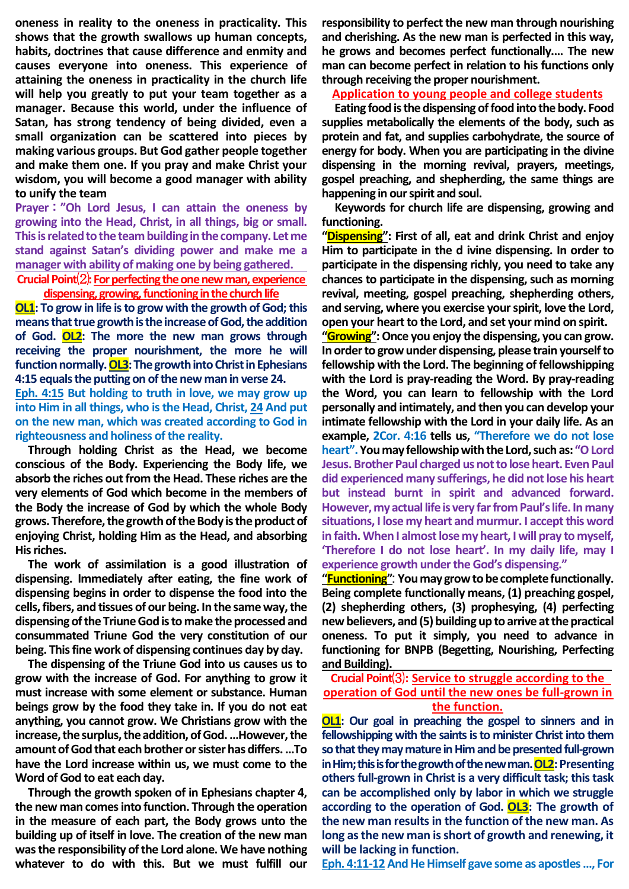oneness in reality to the oneness in practicality. This shows that the growth swallows up human concepts, habits, doctrines that cause difference and enmity and causes everyone into oneness. This experience of attaining the oneness in practicality in the church life will help you greatly to put your team together as a manager. Because this world, under the influence of Satan, has strong tendency of being divided, even a small organization can be scattered into pieces by making various groups. But God gather people together and make them one. If you pray and make Christ your wisdom, you will become a good manager with ability to unify the team

**Prayer："Oh Lord Jesus, I can attain the oneness by growing into the Head, Christ, in all things, big or small. This is related to the team building in the company. Let me stand against Satan's dividing power and make me a manager with ability of making one by being gathered.**

**Crucial Point⑵: For perfecting the one new man, experience dispensing, growing, functioning in the church life**

**OL1: To grow in life is to grow with the growth of God; this means that true growth is the increase of God, the addition of God. OL2: The more the new man grows through receiving the proper nourishment, the more he will function normally. OL3: The growth into Christ in Ephesians 4:15 equals the putting on of the new man in verse 24.**

**Eph. 4:15 But holding to truth in love, we may grow up into Him in all things, who is the Head, Christ, 24 And put on the new man, which was created according to God in righteousness and holiness of the reality.**

Through holding Christ as the Head, we become conscious of the Body. Experiencing the Body life, we absorb the riches out from the Head. These riches are the very elements of God which become in the members of the Body the increase of God by which the whole Body grows. Therefore, the growth of the Body is the product of enjoying Christ, holding Him as the Head, and absorbing His riches.

The work of assimilation is a good illustration of dispensing. Immediately after eating, the fine work of dispensing begins in order to dispense the food into the cells, fibers, and tissues of our being. In the same way, the dispensing of the Triune God is to make the processed and consummated Triune God the very constitution of our being. This fine work of dispensing continues day by day.

The dispensing of the Triune God into us causes us to grow with the increase of God. For anything to grow it must increase with some element or substance. Human beings grow by the food they take in. If you do not eat anything, you cannot grow. We Christians grow with the increase, the surplus, the addition, of God. ...However, the amount of God that each brother or sister has differs. ...To have the Lord increase within us, we must come to the Word of God to eat each day.

Through the growth spoken of in Ephesians chapter 4, the new man comes into function. Through the operation in the measure of each part, the Body grows unto the building up of itself in love. The creation of the new man was the responsibility of the Lord alone. We have nothing whatever to do with this. But we must fulfill our responsibility to perfect the new man through nourishing and cherishing. As the new man is perfected in this way, he grows and becomes perfect functionally.... The new man can become perfect in relation to his functions only through receiving the proper nourishment.

**Application to young people and college students**

Eating food is the dispensing of food into the body. Food supplies metabolically the elements of the body, such as protein and fat, and supplies carbohydrate, the source of energy for body. When you are participating in the divine dispensing in the morning revival, prayers, meetings, gospel preaching, and shepherding, the same things are happening in our spirit and soul.

Keywords for church life are dispensing, growing and functioning.

**"Dispensing": First of all, eat and drink Christ and enjoy Him to participate in the d ivine dispensing. In order to participate in the dispensing richly, you need to take any chances to participate in the dispensing, such as morning revival, meeting, gospel preaching, shepherding others, and serving, where you exercise your spirit, love the Lord, open your heart to the Lord, and set your mind on spirit.**

**"Growing": Once you enjoy the dispensing, you can grow. In order to grow under dispensing, please train yourself to fellowship with the Lord. The beginning of fellowshipping with the Lord is pray-reading the Word. By pray-reading the Word, you can learn to fellowship with the Lord personally and intimately, and then you can develop your intimate fellowship with the Lord in your daily life. As an example, 2Cor. 4:16 tells us, "Therefore we do not lose heart". You may fellowship with the Lord, such as: "O Lord Jesus. Brother Paul charged us not to lose heart. Even Paul did experienced many sufferings, he did not lose his heart but instead burnt in spirit and advanced forward. However, my actual life is very far from Paul's life. In many situations, I lose my heart and murmur. I accept this word in faith. When I almost lose my heart, I will pray to myself, 'Therefore I do not lose heart'. In my daily life, may I experience growth under the God's dispensing."**

**"Functioning": You may grow to be complete functionally. Being complete functionally means, (1) preaching gospel, (2) shepherding others, (3) prophesying, (4) perfecting new believers, and (5) building up to arrive at the practical oneness. To put it simply, you need to advance in functioning for BNPB (Begetting, Nourishing, Perfecting and Building).**

**Crucial Point⑶: Service to struggle according to the operation of God until the new ones be full-grown in the function.**

**OL1: Our goal in preaching the gospel to sinners and in fellowshipping with the saints is to minister Christ into them so that they may mature in Him and be presented full-grown in Him; this is for the growth of the new man. OL2: Presenting others full-grown in Christ is a very difficult task; this task can be accomplished only by labor in which we struggle according to the operation of God. OL3: The growth of the new man results in the function of the new man. As long as the new man is short of growth and renewing, it will be lacking in function.**

**Eph. 4:11-12 And He Himself gave some as apostles ..., For**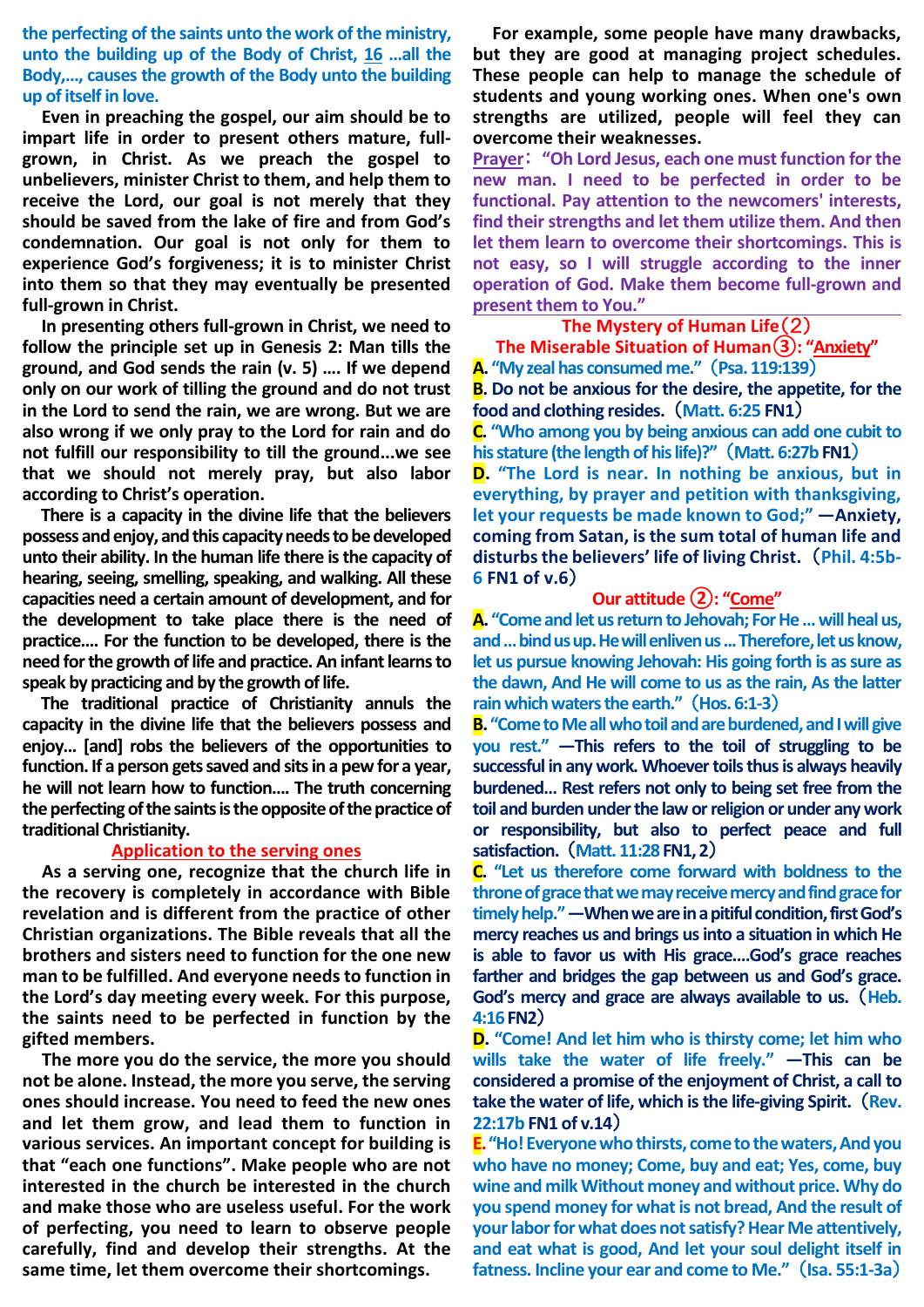**the perfecting of the saints unto the work of the ministry, unto the building up of the Body of Christ, 16 ...all the Body,..., causes the growth of the Body unto the building up of itself in love.**

**Even in preaching the gospel, our aim should be to impart life in order to present others mature, full-grown, in Christ. As we preach the gospel to unbelievers, minister Christ to them, and help them to receive the Lord, our goal is not merely that they should be saved from the lake of fire and from God's condemnation. Our goal is not only for them to experience God's forgiveness; it is to minister Christ into them so that they may eventually be presented full-grown in Christ.**

**In presenting others full-grown in Christ, we need to follow the principle set up in Genesis 2: Man tills the ground, and God sends the rain (v. 5) .... If we depend only on our work of tilling the ground and do not trust in the Lord to send the rain, we are wrong. But we are also wrong if we only pray to the Lord for rain and do not fulfill our responsibility to till the ground...we see that we should not merely pray, but also labor according to Christ's operation.**

**There is a capacity in the divine life that the believers possess and enjoy, and this capacity needs to be developed unto their ability. In the human life there is the capacity of hearing, seeing, smelling, speaking, and walking. All these capacities need a certain amount of development, and for the development to take place there is the need of practice.... For the function to be developed, there is the need for the growth of life and practice. An infant learns to speak by practicing and by the growth of life.**

**The traditional practice of Christianity annuls the capacity in the divine life that the believers possess and enjoy... [and] robs the believers of the opportunities to function. If a person gets saved and sits in a pew for a year, he will not learn how to function.... The truth concerning the perfecting of the saints is the opposite of the practice of traditional Christianity.**

## Application to the serving ones

**As a serving one, recognize that the church life in the recovery is completely in accordance with Bible revelation and is different from the practice of other Christian organizations. The Bible reveals that all the brothers and sisters need to function for the one new man to be fulfilled. And everyone needs to function in the Lord's day meeting every week. For this purpose, the saints need to be perfected in function by the gifted members.**

**The more you do the service, the more you should not be alone. Instead, the more you serve, the serving ones should increase. You need to feed the new ones and let them grow, and lead them to function in various services. An important concept for building is that "each one functions". Make people who are not interested in the church be interested in the church and make those who are useless useful. For the work of perfecting, you need to learn to observe people carefully, find and develop their strengths. At the same time, let them overcome their shortcomings.**

**For example, some people have many drawbacks, but they are good at managing project schedules. These people can help to manage the schedule of students and young working ones. When one's own strengths are utilized, people will feel they can overcome their weaknesses.**

**Prayer: "Oh Lord Jesus, each one must function for the new man. I need to be perfected in order to be functional. Pay attention to the newcomers' interests, find their strengths and let them utilize them. And then let them learn to overcome their shortcomings. This is not easy, so I will struggle according to the inner operation of God. Make them become full-grown and present them to You."**

## The Mystery of Human Life（2）
## The Miserable Situation of Human③: "Anxiety"

**A. "My zeal has consumed me."（Psa. 119:139）**

**B. Do not be anxious for the desire, the appetite, for the food and clothing resides.（Matt. 6:25 FN1）**

**C. "Who among you by being anxious can add one cubit to his stature (the length of his life)?"（Matt. 6:27b FN1）**

**D. "The Lord is near. In nothing be anxious, but in everything, by prayer and petition with thanksgiving, let your requests be made known to God;" —Anxiety, coming from Satan, is the sum total of human life and disturbs the believers' life of living Christ.（Phil. 4:5b-6 FN1 of v.6）**

## Our attitude ②: "Come"

**A. "Come and let us return to Jehovah; For He ... will heal us, and ... bind us up. He will enliven us ... Therefore, let us know, let us pursue knowing Jehovah: His going forth is as sure as the dawn, And He will come to us as the rain, As the latter rain which waters the earth."（Hos. 6:1-3）**

**B. "Come to Me all who toil and are burdened, and I will give you rest." —This refers to the toil of struggling to be successful in any work. Whoever toils thus is always heavily burdened... Rest refers not only to being set free from the toil and burden under the law or religion or under any work or responsibility, but also to perfect peace and full satisfaction.（Matt. 11:28 FN1, 2）**

**C. "Let us therefore come forward with boldness to the throne of grace that we may receive mercy and find grace for timely help." —When we are in a pitiful condition, first God's mercy reaches us and brings us into a situation in which He is able to favor us with His grace....God's grace reaches farther and bridges the gap between us and God's grace. God's mercy and grace are always available to us.（Heb. 4:16 FN2）**

**D. "Come! And let him who is thirsty come; let him who wills take the water of life freely." —This can be considered a promise of the enjoyment of Christ, a call to take the water of life, which is the life-giving Spirit.（Rev. 22:17b FN1 of v.14）**

**E. "Ho! Everyone who thirsts, come to the waters, And you who have no money; Come, buy and eat; Yes, come, buy wine and milk Without money and without price. Why do you spend money for what is not bread, And the result of your labor for what does not satisfy? Hear Me attentively, and eat what is good, And let your soul delight itself in fatness. Incline your ear and come to Me."（Isa. 55:1-3a）**